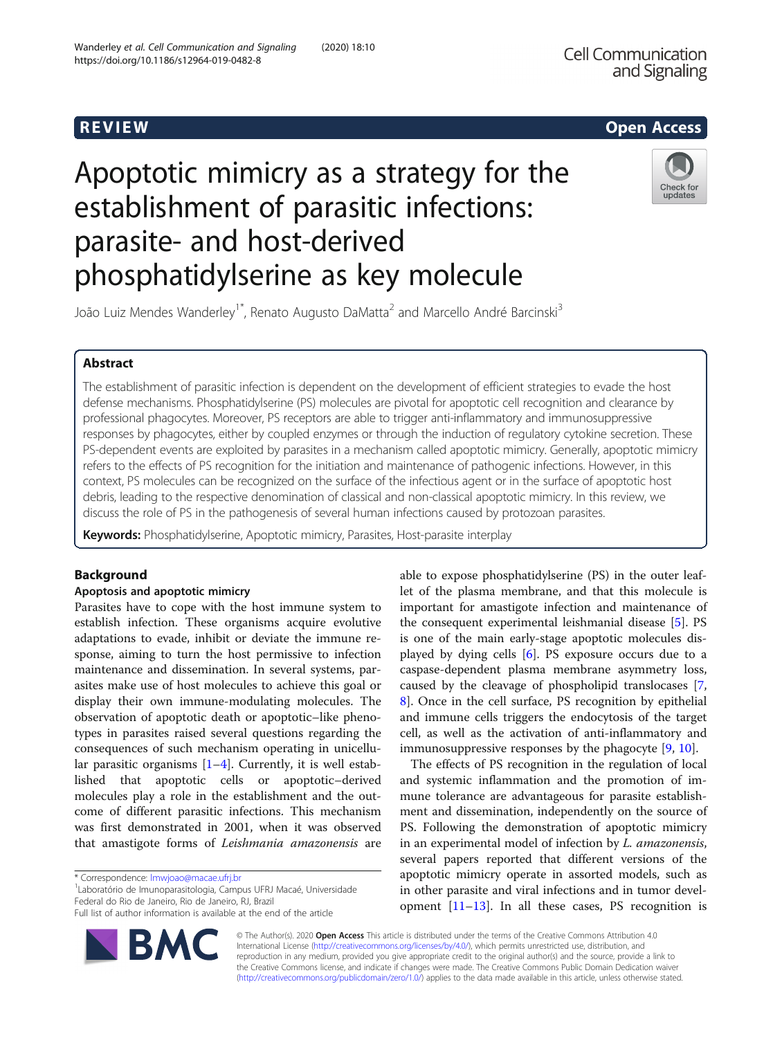REVIEW

Open Access

# Apoptotic mimicry as a strategy for the establishment of parasitic infections: parasite- and host-derived phosphatidylserine as key molecule

João Luiz Mendes Wanderley[1*], Renato Augusto DaMatta[2] and Marcello André Barcinski[3]

## Abstract

The establishment of parasitic infection is dependent on the development of efficient strategies to evade the host defense mechanisms. Phosphatidylserine (PS) molecules are pivotal for apoptotic cell recognition and clearance by professional phagocytes. Moreover, PS receptors are able to trigger anti-inflammatory and immunosuppressive responses by phagocytes, either by coupled enzymes or through the induction of regulatory cytokine secretion. These PS-dependent events are exploited by parasites in a mechanism called apoptotic mimicry. Generally, apoptotic mimicry refers to the effects of PS recognition for the initiation and maintenance of pathogenic infections. However, in this context, PS molecules can be recognized on the surface of the infectious agent or in the surface of apoptotic host debris, leading to the respective denomination of classical and non-classical apoptotic mimicry. In this review, we discuss the role of PS in the pathogenesis of several human infections caused by protozoan parasites.

**Keywords:** Phosphatidylserine, Apoptotic mimicry, Parasites, Host-parasite interplay

## Background

### Apoptosis and apoptotic mimicry

Parasites have to cope with the host immune system to establish infection. These organisms acquire evolutive adaptations to evade, inhibit or deviate the immune response, aiming to turn the host permissive to infection maintenance and dissemination. In several systems, parasites make use of host molecules to achieve this goal or display their own immune-modulating molecules. The observation of apoptotic death or apoptotic–like phenotypes in parasites raised several questions regarding the consequences of such mechanism operating in unicellular parasitic organisms [1–4]. Currently, it is well established that apoptotic cells or apoptotic–derived molecules play a role in the establishment and the outcome of different parasitic infections. This mechanism was first demonstrated in 2001, when it was observed that amastigote forms of *Leishmania amazonensis* are able to expose phosphatidylserine (PS) in the outer leaflet of the plasma membrane, and that this molecule is important for amastigote infection and maintenance of the consequent experimental leishmanial disease [5]. PS is one of the main early-stage apoptotic molecules displayed by dying cells [6]. PS exposure occurs due to a caspase-dependent plasma membrane asymmetry loss, caused by the cleavage of phospholipid translocases [7, 8]. Once in the cell surface, PS recognition by epithelial and immune cells triggers the endocytosis of the target cell, as well as the activation of anti-inflammatory and immunosuppressive responses by the phagocyte [9, 10].

The effects of PS recognition in the regulation of local and systemic inflammation and the promotion of immune tolerance are advantageous for parasite establishment and dissemination, independently on the source of PS. Following the demonstration of apoptotic mimicry in an experimental model of infection by *L. amazonensis*, several papers reported that different versions of the apoptotic mimicry operate in assorted models, such as in other parasite and viral infections and in tumor development [11–13]. In all these cases, PS recognition is

* Correspondence: lmwjoao@macae.ufrj.br
[1]Laboratório de Imunoparasitologia, Campus UFRJ Macaé, Universidade Federal do Rio de Janeiro, Rio de Janeiro, RJ, Brazil
Full list of author information is available at the end of the article

© The Author(s). 2020 **Open Access** This article is distributed under the terms of the Creative Commons Attribution 4.0 International License (http://creativecommons.org/licenses/by/4.0/), which permits unrestricted use, distribution, and reproduction in any medium, provided you give appropriate credit to the original author(s) and the source, provide a link to the Creative Commons license, and indicate if changes were made. The Creative Commons Public Domain Dedication waiver (http://creativecommons.org/publicdomain/zero/1.0/) applies to the data made available in this article, unless otherwise stated.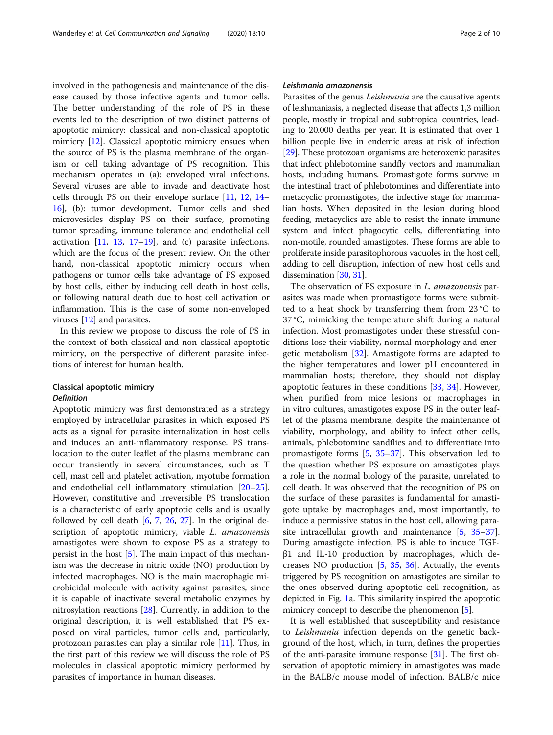involved in the pathogenesis and maintenance of the disease caused by those infective agents and tumor cells. The better understanding of the role of PS in these events led to the description of two distinct patterns of apoptotic mimicry: classical and non-classical apoptotic mimicry [12]. Classical apoptotic mimicry ensues when the source of PS is the plasma membrane of the organism or cell taking advantage of PS recognition. This mechanism operates in (a): enveloped viral infections. Several viruses are able to invade and deactivate host cells through PS on their envelope surface [11, 12, 14–16], (b): tumor development. Tumor cells and shed microvesicles display PS on their surface, promoting tumor spreading, immune tolerance and endothelial cell activation [11, 13, 17–19], and (c) parasite infections, which are the focus of the present review. On the other hand, non-classical apoptotic mimicry occurs when pathogens or tumor cells take advantage of PS exposed by host cells, either by inducing cell death in host cells, or following natural death due to host cell activation or inflammation. This is the case of some non-enveloped viruses [12] and parasites.

In this review we propose to discuss the role of PS in the context of both classical and non-classical apoptotic mimicry, on the perspective of different parasite infections of interest for human health.

## Classical apoptotic mimicry

### Definition

Apoptotic mimicry was first demonstrated as a strategy employed by intracellular parasites in which exposed PS acts as a signal for parasite internalization in host cells and induces an anti-inflammatory response. PS translocation to the outer leaflet of the plasma membrane can occur transiently in several circumstances, such as T cell, mast cell and platelet activation, myotube formation and endothelial cell inflammatory stimulation [20–25]. However, constitutive and irreversible PS translocation is a characteristic of early apoptotic cells and is usually followed by cell death [6, 7, 26, 27]. In the original description of apoptotic mimicry, viable *L. amazonensis* amastigotes were shown to expose PS as a strategy to persist in the host [5]. The main impact of this mechanism was the decrease in nitric oxide (NO) production by infected macrophages. NO is the main macrophagic microbicidal molecule with activity against parasites, since it is capable of inactivate several metabolic enzymes by nitrosylation reactions [28]. Currently, in addition to the original description, it is well established that PS exposed on viral particles, tumor cells and, particularly, protozoan parasites can play a similar role [11]. Thus, in the first part of this review we will discuss the role of PS molecules in classical apoptotic mimicry performed by parasites of importance in human diseases.

### *Leishmania amazonensis*

Parasites of the genus *Leishmania* are the causative agents of leishmaniasis, a neglected disease that affects 1,3 million people, mostly in tropical and subtropical countries, leading to 20.000 deaths per year. It is estimated that over 1 billion people live in endemic areas at risk of infection [29]. These protozoan organisms are heteroxenic parasites that infect phlebotomine sandfly vectors and mammalian hosts, including humans. Promastigote forms survive in the intestinal tract of phlebotomines and differentiate into metacyclic promastigotes, the infective stage for mammalian hosts. When deposited in the lesion during blood feeding, metacyclics are able to resist the innate immune system and infect phagocytic cells, differentiating into non-motile, rounded amastigotes. These forms are able to proliferate inside parasitophorous vacuoles in the host cell, adding to cell disruption, infection of new host cells and dissemination [30, 31].

The observation of PS exposure in *L. amazonensis* parasites was made when promastigote forms were submitted to a heat shock by transferring them from 23 °C to 37 °C, mimicking the temperature shift during a natural infection. Most promastigotes under these stressful conditions lose their viability, normal morphology and energetic metabolism [32]. Amastigote forms are adapted to the higher temperatures and lower pH encountered in mammalian hosts; therefore, they should not display apoptotic features in these conditions [33, 34]. However, when purified from mice lesions or macrophages in in vitro cultures, amastigotes expose PS in the outer leaflet of the plasma membrane, despite the maintenance of viability, morphology, and ability to infect other cells, animals, phlebotomine sandflies and to differentiate into promastigote forms [5, 35–37]. This observation led to the question whether PS exposure on amastigotes plays a role in the normal biology of the parasite, unrelated to cell death. It was observed that the recognition of PS on the surface of these parasites is fundamental for amastigote uptake by macrophages and, most importantly, to induce a permissive status in the host cell, allowing parasite intracellular growth and maintenance [5, 35–37]. During amastigote infection, PS is able to induce TGF-β1 and IL-10 production by macrophages, which decreases NO production [5, 35, 36]. Actually, the events triggered by PS recognition on amastigotes are similar to the ones observed during apoptotic cell recognition, as depicted in Fig. 1a. This similarity inspired the apoptotic mimicry concept to describe the phenomenon [5].

It is well established that susceptibility and resistance to *Leishmania* infection depends on the genetic background of the host, which, in turn, defines the properties of the anti-parasite immune response [31]. The first observation of apoptotic mimicry in amastigotes was made in the BALB/c mouse model of infection. BALB/c mice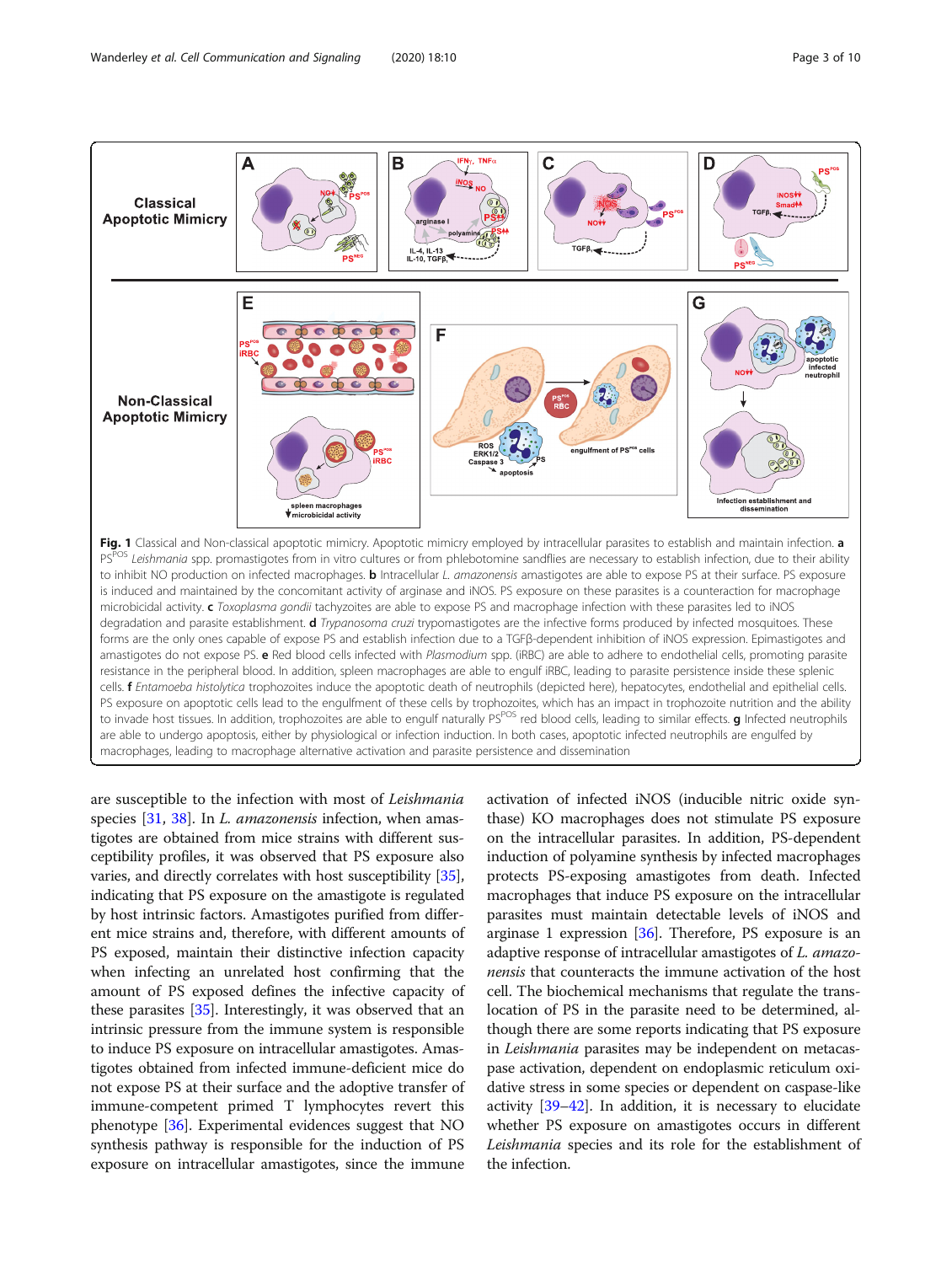**Fig. 1** Classical and Non-classical apoptotic mimicry. Apoptotic mimicry employed by intracellular parasites to establish and maintain infection. **a** PS[POS] *Leishmania* spp. promastigotes from in vitro cultures or from phlebotomine sandflies are necessary to establish infection, due to their ability to inhibit NO production on infected macrophages. **b** Intracellular *L. amazonensis* amastigotes are able to expose PS at their surface. PS exposure is induced and maintained by the concomitant activity of arginase and iNOS. PS exposure on these parasites is a counteraction for macrophage microbicidal activity. **c** *Toxoplasma gondii* tachyzoites are able to expose PS and macrophage infection with these parasites led to iNOS degradation and parasite establishment. **d** *Trypanosoma cruzi* trypomastigotes are the infective forms produced by infected mosquitoes. These forms are the only ones capable of expose PS and establish infection due to a TGFβ-dependent inhibition of iNOS expression. Epimastigotes and amastigotes do not expose PS. **e** Red blood cells infected with *Plasmodium* spp. (iRBC) are able to adhere to endothelial cells, promoting parasite resistance in the peripheral blood. In addition, spleen macrophages are able to engulf iRBC, leading to parasite persistence inside these splenic cells. **f** *Entamoeba histolytica* trophozoites induce the apoptotic death of neutrophils (depicted here), hepatocytes, endothelial and epithelial cells. PS exposure on apoptotic cells lead to the engulfment of these cells by trophozoites, which has an impact in trophozoite nutrition and the ability to invade host tissues. In addition, trophozoites are able to engulf naturally PS[POS] red blood cells, leading to similar effects. **g** Infected neutrophils are able to undergo apoptosis, either by physiological or infection induction. In both cases, apoptotic infected neutrophils are engulfed by macrophages, leading to macrophage alternative activation and parasite persistence and dissemination

are susceptible to the infection with most of *Leishmania* species [31, 38]. In *L. amazonensis* infection, when amastigotes are obtained from mice strains with different susceptibility profiles, it was observed that PS exposure also varies, and directly correlates with host susceptibility [35], indicating that PS exposure on the amastigote is regulated by host intrinsic factors. Amastigotes purified from different mice strains and, therefore, with different amounts of PS exposed, maintain their distinctive infection capacity when infecting an unrelated host confirming that the amount of PS exposed defines the infective capacity of these parasites [35]. Interestingly, it was observed that an intrinsic pressure from the immune system is responsible to induce PS exposure on intracellular amastigotes. Amastigotes obtained from infected immune-deficient mice do not expose PS at their surface and the adoptive transfer of immune-competent primed T lymphocytes revert this phenotype [36]. Experimental evidences suggest that NO synthesis pathway is responsible for the induction of PS exposure on intracellular amastigotes, since the immune activation of infected iNOS (inducible nitric oxide synthase) KO macrophages does not stimulate PS exposure on the intracellular parasites. In addition, PS-dependent induction of polyamine synthesis by infected macrophages protects PS-exposing amastigotes from death. Infected macrophages that induce PS exposure on the intracellular parasites must maintain detectable levels of iNOS and arginase 1 expression [36]. Therefore, PS exposure is an adaptive response of intracellular amastigotes of *L. amazonensis* that counteracts the immune activation of the host cell. The biochemical mechanisms that regulate the translocation of PS in the parasite need to be determined, although there are some reports indicating that PS exposure in *Leishmania* parasites may be independent on metacaspase activation, dependent on endoplasmic reticulum oxidative stress in some species or dependent on caspase-like activity [39–42]. In addition, it is necessary to elucidate whether PS exposure on amastigotes occurs in different *Leishmania* species and its role for the establishment of the infection.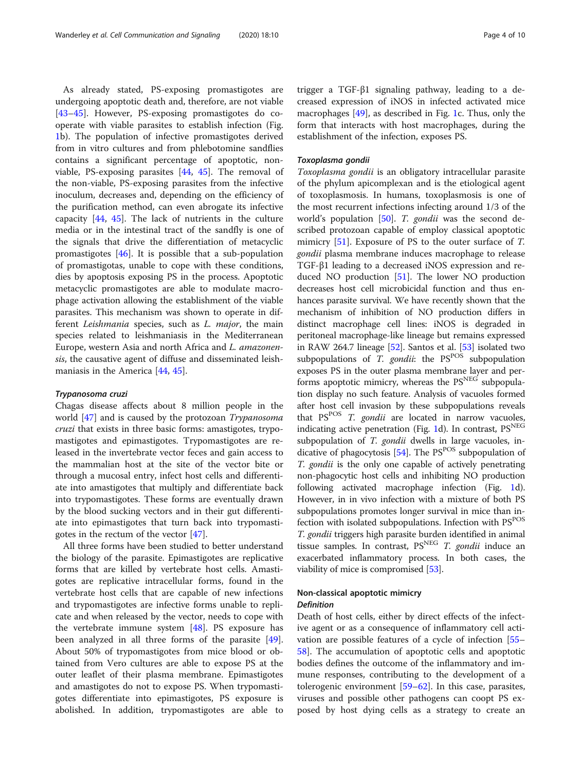As already stated, PS-exposing promastigotes are undergoing apoptotic death and, therefore, are not viable [43–45]. However, PS-exposing promastigotes do cooperate with viable parasites to establish infection (Fig. 1b). The population of infective promastigotes derived from in vitro cultures and from phlebotomine sandflies contains a significant percentage of apoptotic, non-viable, PS-exposing parasites [44, 45]. The removal of the non-viable, PS-exposing parasites from the infective inoculum, decreases and, depending on the efficiency of the purification method, can even abrogate its infective capacity [44, 45]. The lack of nutrients in the culture media or in the intestinal tract of the sandfly is one of the signals that drive the differentiation of metacyclic promastigotes [46]. It is possible that a sub-population of promastigotas, unable to cope with these conditions, dies by apoptosis exposing PS in the process. Apoptotic metacyclic promastigotes are able to modulate macrophage activation allowing the establishment of the viable parasites. This mechanism was shown to operate in different *Leishmania* species, such as *L. major*, the main species related to leishmaniasis in the Mediterranean Europe, western Asia and north Africa and *L. amazonensis*, the causative agent of diffuse and disseminated leishmaniasis in the America [44, 45].

#### *Trypanosoma cruzi*

Chagas disease affects about 8 million people in the world [47] and is caused by the protozoan *Trypanosoma cruzi* that exists in three basic forms: amastigotes, trypomastigotes and epimastigotes. Trypomastigotes are released in the invertebrate vector feces and gain access to the mammalian host at the site of the vector bite or through a mucosal entry, infect host cells and differentiate into amastigotes that multiply and differentiate back into trypomastigotes. These forms are eventually drawn by the blood sucking vectors and in their gut differentiate into epimastigotes that turn back into trypomastigotes in the rectum of the vector [47].

All three forms have been studied to better understand the biology of the parasite. Epimastigotes are replicative forms that are killed by vertebrate host cells. Amastigotes are replicative intracellular forms, found in the vertebrate host cells that are capable of new infections and trypomastigotes are infective forms unable to replicate and when released by the vector, needs to cope with the vertebrate immune system [48]. PS exposure has been analyzed in all three forms of the parasite [49]. About 50% of trypomastigotes from mice blood or obtained from Vero cultures are able to expose PS at the outer leaflet of their plasma membrane. Epimastigotes and amastigotes do not to expose PS. When trypomastigotes differentiate into epimastigotes, PS exposure is abolished. In addition, trypomastigotes are able to trigger a TGF-β1 signaling pathway, leading to a decreased expression of iNOS in infected activated mice macrophages [49], as described in Fig. 1c. Thus, only the form that interacts with host macrophages, during the establishment of the infection, exposes PS.

#### *Toxoplasma gondii*

*Toxoplasma gondii* is an obligatory intracellular parasite of the phylum apicomplexan and is the etiological agent of toxoplasmosis. In humans, toxoplasmosis is one of the most recurrent infections infecting around 1/3 of the world's population [50]. *T. gondii* was the second described protozoan capable of employ classical apoptotic mimicry [51]. Exposure of PS to the outer surface of *T. gondii* plasma membrane induces macrophage to release TGF-β1 leading to a decreased iNOS expression and reduced NO production [51]. The lower NO production decreases host cell microbicidal function and thus enhances parasite survival. We have recently shown that the mechanism of inhibition of NO production differs in distinct macrophage cell lines: iNOS is degraded in peritoneal macrophage-like lineage but remains expressed in RAW 264.7 lineage [52]. Santos et al. [53] isolated two subpopulations of *T. gondii*: the $PS^{POS}$ subpopulation exposes PS in the outer plasma membrane layer and performs apoptotic mimicry, whereas the $PS^{NEG}$ subpopulation display no such feature. Analysis of vacuoles formed after host cell invasion by these subpopulations reveals that $PS^{POS}$ *T. gondii* are located in narrow vacuoles, indicating active penetration (Fig. 1d). In contrast, $PS^{NEG}$ subpopulation of *T. gondii* dwells in large vacuoles, indicative of phagocytosis [54]. The $PS^{POS}$ subpopulation of *T. gondii* is the only one capable of actively penetrating non-phagocytic host cells and inhibiting NO production following activated macrophage infection (Fig. 1d). However, in in vivo infection with a mixture of both PS subpopulations promotes longer survival in mice than infection with isolated subpopulations. Infection with $PS^{POS}$ *T. gondii* triggers high parasite burden identified in animal tissue samples. In contrast, $PS^{NEG}$ *T. gondii* induce an exacerbated inflammatory process. In both cases, the viability of mice is compromised [53].

### Non-classical apoptotic mimicry

#### *Definition*

Death of host cells, either by direct effects of the infective agent or as a consequence of inflammatory cell activation are possible features of a cycle of infection [55–58]. The accumulation of apoptotic cells and apoptotic bodies defines the outcome of the inflammatory and immune responses, contributing to the development of a tolerogenic environment [59–62]. In this case, parasites, viruses and possible other pathogens can coopt PS exposed by host dying cells as a strategy to create an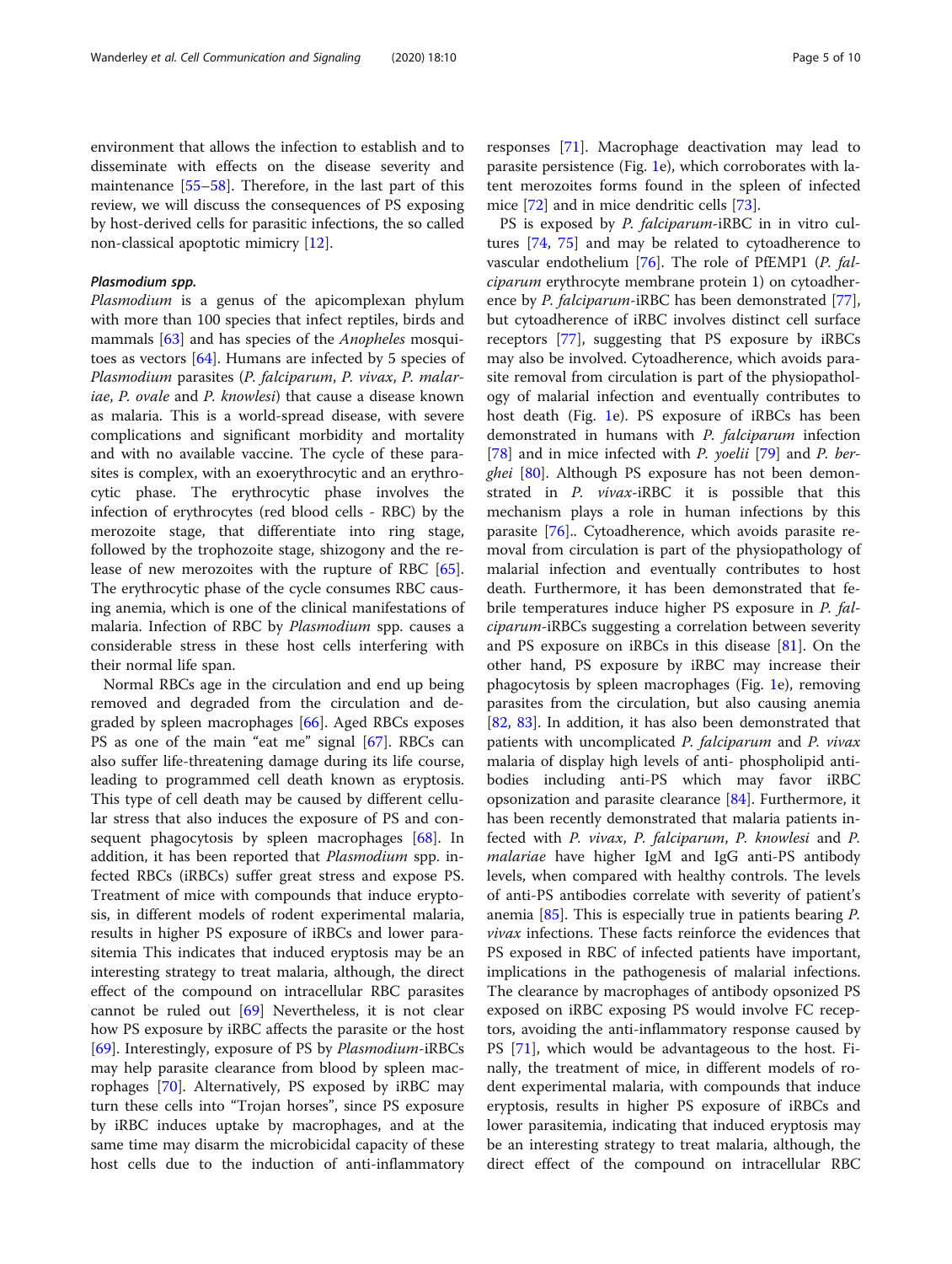environment that allows the infection to establish and to disseminate with effects on the disease severity and maintenance [55–58]. Therefore, in the last part of this review, we will discuss the consequences of PS exposing by host-derived cells for parasitic infections, the so called non-classical apoptotic mimicry [12].

#### *Plasmodium spp.*

*Plasmodium* is a genus of the apicomplexan phylum with more than 100 species that infect reptiles, birds and mammals [63] and has species of the *Anopheles* mosquitoes as vectors [64]. Humans are infected by 5 species of *Plasmodium* parasites (*P. falciparum*, *P. vivax*, *P. malariae*, *P. ovale* and *P. knowlesi*) that cause a disease known as malaria. This is a world-spread disease, with severe complications and significant morbidity and mortality and with no available vaccine. The cycle of these parasites is complex, with an exoerythrocytic and an erythrocytic phase. The erythrocytic phase involves the infection of erythrocytes (red blood cells - RBC) by the merozoite stage, that differentiate into ring stage, followed by the trophozoite stage, shizogony and the release of new merozoites with the rupture of RBC [65]. The erythrocytic phase of the cycle consumes RBC causing anemia, which is one of the clinical manifestations of malaria. Infection of RBC by *Plasmodium* spp. causes a considerable stress in these host cells interfering with their normal life span.

Normal RBCs age in the circulation and end up being removed and degraded from the circulation and degraded by spleen macrophages [66]. Aged RBCs exposes PS as one of the main "eat me" signal [67]. RBCs can also suffer life-threatening damage during its life course, leading to programmed cell death known as eryptosis. This type of cell death may be caused by different cellular stress that also induces the exposure of PS and consequent phagocytosis by spleen macrophages [68]. In addition, it has been reported that *Plasmodium* spp. infected RBCs (iRBCs) suffer great stress and expose PS. Treatment of mice with compounds that induce eryptosis, in different models of rodent experimental malaria, results in higher PS exposure of iRBCs and lower parasitemia This indicates that induced eryptosis may be an interesting strategy to treat malaria, although, the direct effect of the compound on intracellular RBC parasites cannot be ruled out [69] Nevertheless, it is not clear how PS exposure by iRBC affects the parasite or the host [69]. Interestingly, exposure of PS by *Plasmodium*-iRBCs may help parasite clearance from blood by spleen macrophages [70]. Alternatively, PS exposed by iRBC may turn these cells into "Trojan horses", since PS exposure by iRBC induces uptake by macrophages, and at the same time may disarm the microbicidal capacity of these host cells due to the induction of anti-inflammatory responses [71]. Macrophage deactivation may lead to parasite persistence (Fig. 1e), which corroborates with latent merozoites forms found in the spleen of infected mice [72] and in mice dendritic cells [73].

PS is exposed by *P. falciparum*-iRBC in in vitro cultures [74, 75] and may be related to cytoadherence to vascular endothelium [76]. The role of PfEMP1 (*P. falciparum* erythrocyte membrane protein 1) on cytoadherence by *P. falciparum*-iRBC has been demonstrated [77], but cytoadherence of iRBC involves distinct cell surface receptors [77], suggesting that PS exposure by iRBCs may also be involved. Cytoadherence, which avoids parasite removal from circulation is part of the physiopathology of malarial infection and eventually contributes to host death (Fig. 1e). PS exposure of iRBCs has been demonstrated in humans with *P. falciparum* infection [78] and in mice infected with *P. yoelii* [79] and *P. berghei* [80]. Although PS exposure has not been demonstrated in *P. vivax*-iRBC it is possible that this mechanism plays a role in human infections by this parasite [76].. Cytoadherence, which avoids parasite removal from circulation is part of the physiopathology of malarial infection and eventually contributes to host death. Furthermore, it has been demonstrated that febrile temperatures induce higher PS exposure in *P. falciparum*-iRBCs suggesting a correlation between severity and PS exposure on iRBCs in this disease [81]. On the other hand, PS exposure by iRBC may increase their phagocytosis by spleen macrophages (Fig. 1e), removing parasites from the circulation, but also causing anemia [82, 83]. In addition, it has also been demonstrated that patients with uncomplicated *P. falciparum* and *P. vivax* malaria of display high levels of anti- phospholipid antibodies including anti-PS which may favor iRBC opsonization and parasite clearance [84]. Furthermore, it has been recently demonstrated that malaria patients infected with *P. vivax*, *P. falciparum*, *P. knowlesi* and *P. malariae* have higher IgM and IgG anti-PS antibody levels, when compared with healthy controls. The levels of anti-PS antibodies correlate with severity of patient's anemia [85]. This is especially true in patients bearing *P. vivax* infections. These facts reinforce the evidences that PS exposed in RBC of infected patients have important, implications in the pathogenesis of malarial infections. The clearance by macrophages of antibody opsonized PS exposed on iRBC exposing PS would involve FC receptors, avoiding the anti-inflammatory response caused by PS [71], which would be advantageous to the host. Finally, the treatment of mice, in different models of rodent experimental malaria, with compounds that induce eryptosis, results in higher PS exposure of iRBCs and lower parasitemia, indicating that induced eryptosis may be an interesting strategy to treat malaria, although, the direct effect of the compound on intracellular RBC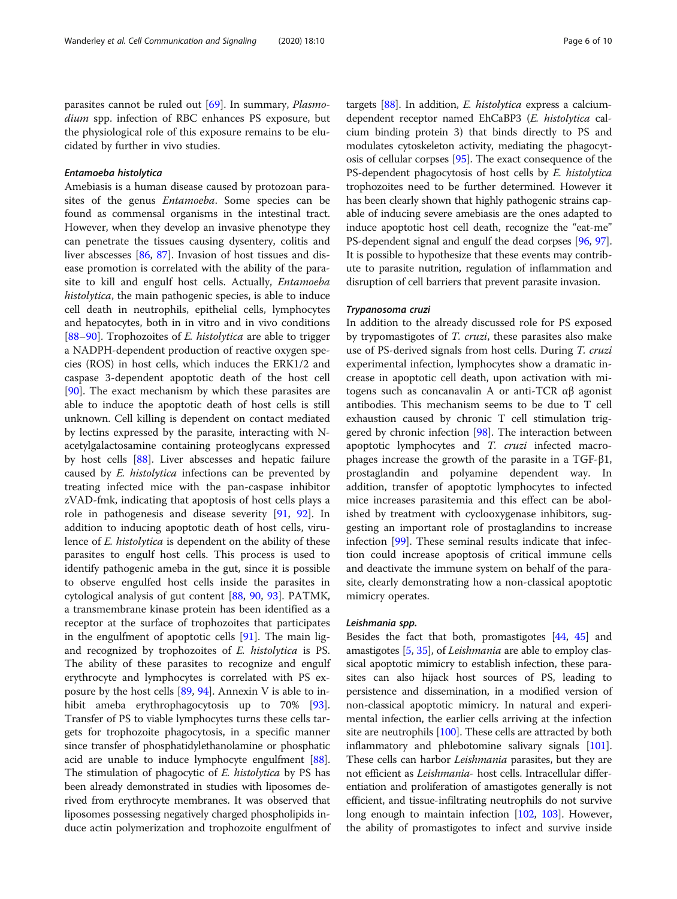parasites cannot be ruled out [69]. In summary, *Plasmodium* spp. infection of RBC enhances PS exposure, but the physiological role of this exposure remains to be elucidated by further in vivo studies.

#### *Entamoeba histolytica*

Amebiasis is a human disease caused by protozoan parasites of the genus *Entamoeba*. Some species can be found as commensal organisms in the intestinal tract. However, when they develop an invasive phenotype they can penetrate the tissues causing dysentery, colitis and liver abscesses [86, 87]. Invasion of host tissues and disease promotion is correlated with the ability of the parasite to kill and engulf host cells. Actually, *Entamoeba histolytica*, the main pathogenic species, is able to induce cell death in neutrophils, epithelial cells, lymphocytes and hepatocytes, both in in vitro and in vivo conditions [88–90]. Trophozoites of *E. histolytica* are able to trigger a NADPH-dependent production of reactive oxygen species (ROS) in host cells, which induces the ERK1/2 and caspase 3-dependent apoptotic death of the host cell [90]. The exact mechanism by which these parasites are able to induce the apoptotic death of host cells is still unknown. Cell killing is dependent on contact mediated by lectins expressed by the parasite, interacting with N-acetylgalactosamine containing proteoglycans expressed by host cells [88]. Liver abscesses and hepatic failure caused by *E. histolytica* infections can be prevented by treating infected mice with the pan-caspase inhibitor zVAD-fmk, indicating that apoptosis of host cells plays a role in pathogenesis and disease severity [91, 92]. In addition to inducing apoptotic death of host cells, virulence of *E. histolytica* is dependent on the ability of these parasites to engulf host cells. This process is used to identify pathogenic ameba in the gut, since it is possible to observe engulfed host cells inside the parasites in cytological analysis of gut content [88, 90, 93]. PATMK, a transmembrane kinase protein has been identified as a receptor at the surface of trophozoites that participates in the engulfment of apoptotic cells [91]. The main ligand recognized by trophozoites of *E. histolytica* is PS. The ability of these parasites to recognize and engulf erythrocyte and lymphocytes is correlated with PS exposure by the host cells [89, 94]. Annexin V is able to inhibit ameba erythrophagocytosis up to 70% [93]. Transfer of PS to viable lymphocytes turns these cells targets for trophozoite phagocytosis, in a specific manner since transfer of phosphatidylethanolamine or phosphatic acid are unable to induce lymphocyte engulfment [88]. The stimulation of phagocytic of *E. histolytica* by PS has been already demonstrated in studies with liposomes derived from erythrocyte membranes. It was observed that liposomes possessing negatively charged phospholipids induce actin polymerization and trophozoite engulfment of targets [88]. In addition, *E. histolytica* express a calcium-dependent receptor named EhCaBP3 (*E. histolytica* calcium binding protein 3) that binds directly to PS and modulates cytoskeleton activity, mediating the phagocytosis of cellular corpses [95]. The exact consequence of the PS-dependent phagocytosis of host cells by *E. histolytica* trophozoites need to be further determined. However it has been clearly shown that highly pathogenic strains capable of inducing severe amebiasis are the ones adapted to induce apoptotic host cell death, recognize the "eat-me" PS-dependent signal and engulf the dead corpses [96, 97]. It is possible to hypothesize that these events may contribute to parasite nutrition, regulation of inflammation and disruption of cell barriers that prevent parasite invasion.

#### *Trypanosoma cruzi*

In addition to the already discussed role for PS exposed by trypomastigotes of *T. cruzi*, these parasites also make use of PS-derived signals from host cells. During *T. cruzi* experimental infection, lymphocytes show a dramatic increase in apoptotic cell death, upon activation with mitogens such as concanavalin A or anti-TCR αβ agonist antibodies. This mechanism seems to be due to T cell exhaustion caused by chronic T cell stimulation triggered by chronic infection [98]. The interaction between apoptotic lymphocytes and *T. cruzi* infected macrophages increase the growth of the parasite in a TGF-β1, prostaglandin and polyamine dependent way. In addition, transfer of apoptotic lymphocytes to infected mice increases parasitemia and this effect can be abolished by treatment with cyclooxygenase inhibitors, suggesting an important role of prostaglandins to increase infection [99]. These seminal results indicate that infection could increase apoptosis of critical immune cells and deactivate the immune system on behalf of the parasite, clearly demonstrating how a non-classical apoptotic mimicry operates.

#### *Leishmania spp.*

Besides the fact that both, promastigotes [44, 45] and amastigotes [5, 35], of *Leishmania* are able to employ classical apoptotic mimicry to establish infection, these parasites can also hijack host sources of PS, leading to persistence and dissemination, in a modified version of non-classical apoptotic mimicry. In natural and experimental infection, the earlier cells arriving at the infection site are neutrophils [100]. These cells are attracted by both inflammatory and phlebotomine salivary signals [101]. These cells can harbor *Leishmania* parasites, but they are not efficient as *Leishmania*- host cells. Intracellular differentiation and proliferation of amastigotes generally is not efficient, and tissue-infiltrating neutrophils do not survive long enough to maintain infection [102, 103]. However, the ability of promastigotes to infect and survive inside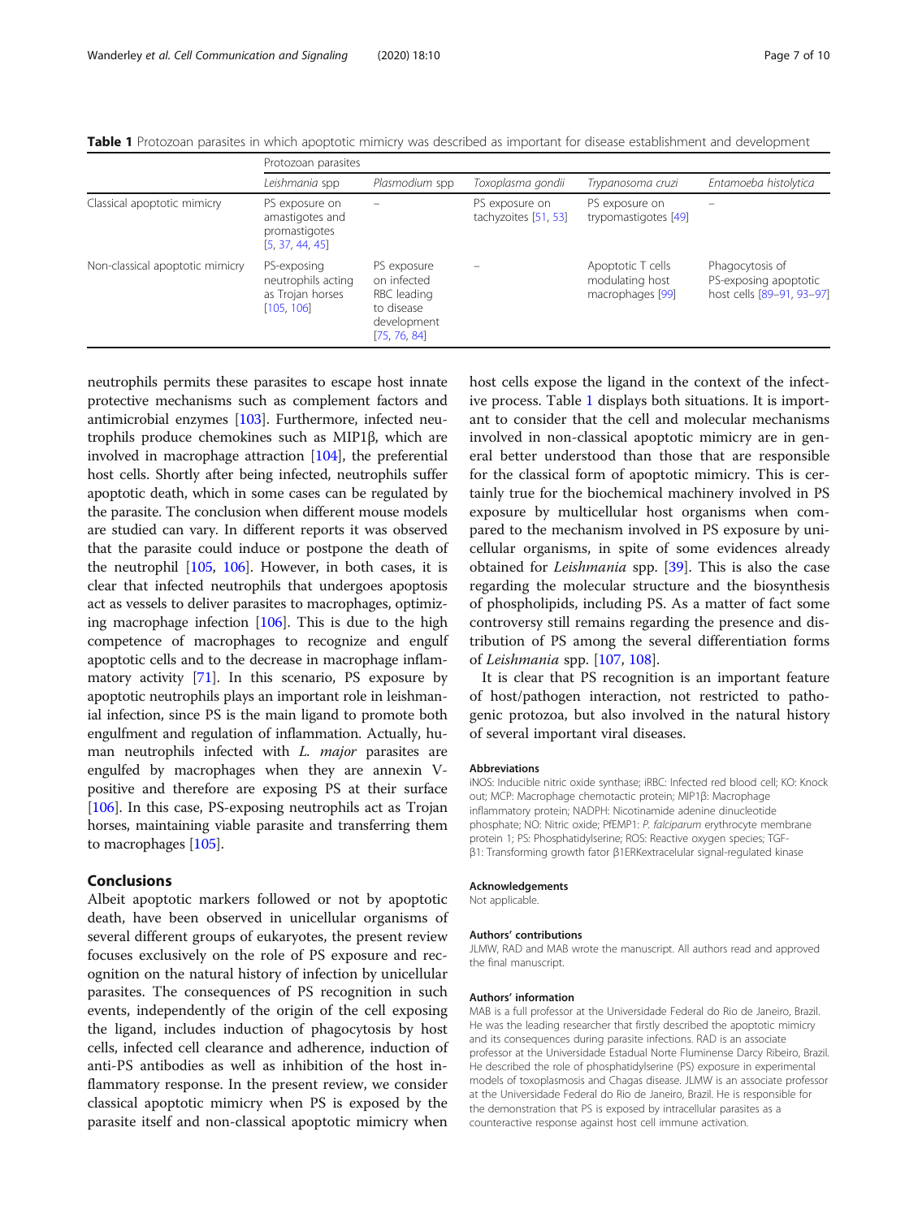**Table 1** Protozoan parasites in which apoptotic mimicry was described as important for disease establishment and development

| | Protozoan parasites | | | | |
|---|---|---|---|---|---|
| | *Leishmania* spp | *Plasmodium* spp | *Toxoplasma gondii* | *Trypanosoma cruzi* | *Entamoeba histolytica* |
| Classical apoptotic mimicry | PS exposure on amastigotes and promastigotes [5, 37, 44, 45] | – | PS exposure on tachyzoites [51, 53] | PS exposure on trypomastigotes [49] | – |
| Non-classical apoptotic mimicry | PS-exposing neutrophils acting as Trojan horses [105, 106] | PS exposure on infected RBC leading to disease development [75, 76, 84] | – | Apoptotic T cells modulating host macrophages [99] | Phagocytosis of PS-exposing apoptotic host cells [89–91, 93–97] |

neutrophils permits these parasites to escape host innate protective mechanisms such as complement factors and antimicrobial enzymes [103]. Furthermore, infected neutrophils produce chemokines such as MIP1β, which are involved in macrophage attraction [104], the preferential host cells. Shortly after being infected, neutrophils suffer apoptotic death, which in some cases can be regulated by the parasite. The conclusion when different mouse models are studied can vary. In different reports it was observed that the parasite could induce or postpone the death of the neutrophil [105, 106]. However, in both cases, it is clear that infected neutrophils that undergoes apoptosis act as vessels to deliver parasites to macrophages, optimizing macrophage infection [106]. This is due to the high competence of macrophages to recognize and engulf apoptotic cells and to the decrease in macrophage inflammatory activity [71]. In this scenario, PS exposure by apoptotic neutrophils plays an important role in leishmanial infection, since PS is the main ligand to promote both engulfment and regulation of inflammation. Actually, human neutrophils infected with *L. major* parasites are engulfed by macrophages when they are annexin V-positive and therefore are exposing PS at their surface [106]. In this case, PS-exposing neutrophils act as Trojan horses, maintaining viable parasite and transferring them to macrophages [105].

## Conclusions

Albeit apoptotic markers followed or not by apoptotic death, have been observed in unicellular organisms of several different groups of eukaryotes, the present review focuses exclusively on the role of PS exposure and recognition on the natural history of infection by unicellular parasites. The consequences of PS recognition in such events, independently of the origin of the cell exposing the ligand, includes induction of phagocytosis by host cells, infected cell clearance and adherence, induction of anti-PS antibodies as well as inhibition of the host inflammatory response. In the present review, we consider classical apoptotic mimicry when PS is exposed by the parasite itself and non-classical apoptotic mimicry when host cells expose the ligand in the context of the infective process. Table 1 displays both situations. It is important to consider that the cell and molecular mechanisms involved in non-classical apoptotic mimicry are in general better understood than those that are responsible for the classical form of apoptotic mimicry. This is certainly true for the biochemical machinery involved in PS exposure by multicellular host organisms when compared to the mechanism involved in PS exposure by unicellular organisms, in spite of some evidences already obtained for *Leishmania* spp. [39]. This is also the case regarding the molecular structure and the biosynthesis of phospholipids, including PS. As a matter of fact some controversy still remains regarding the presence and distribution of PS among the several differentiation forms of *Leishmania* spp. [107, 108].

It is clear that PS recognition is an important feature of host/pathogen interaction, not restricted to pathogenic protozoa, but also involved in the natural history of several important viral diseases.

### Abbreviations

iNOS: Inducible nitric oxide synthase; iRBC: Infected red blood cell; KO: Knock out; MCP: Macrophage chemotactic protein; MIP1β: Macrophage inflammatory protein; NADPH: Nicotinamide adenine dinucleotide phosphate; NO: Nitric oxide; PfEMP1: *P. falciparum* erythrocyte membrane protein 1; PS: Phosphatidylserine; ROS: Reactive oxygen species; TGF-β1: Transforming growth fator β1ERKextracelular signal-regulated kinase

### Acknowledgements

Not applicable.

### Authors' contributions

JLMW, RAD and MAB wrote the manuscript. All authors read and approved the final manuscript.

### Authors' information

MAB is a full professor at the Universidade Federal do Rio de Janeiro, Brazil. He was the leading researcher that firstly described the apoptotic mimicry and its consequences during parasite infections. RAD is an associate professor at the Universidade Estadual Norte Fluminense Darcy Ribeiro, Brazil. He described the role of phosphatidylserine (PS) exposure in experimental models of toxoplasmosis and Chagas disease. JLMW is an associate professor at the Universidade Federal do Rio de Janeiro, Brazil. He is responsible for the demonstration that PS is exposed by intracellular parasites as a counteractive response against host cell immune activation.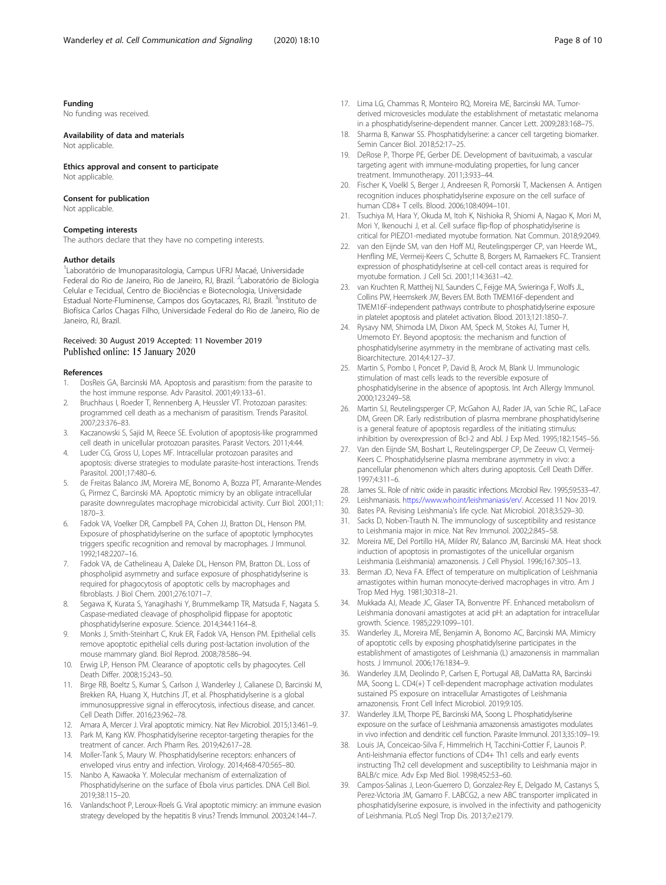### Funding

No funding was received.

### Availability of data and materials

Not applicable.

### Ethics approval and consent to participate

Not applicable.

### Consent for publication

Not applicable.

### Competing interests

The authors declare that they have no competing interests.

### Author details

[1]Laboratório de Imunoparasitologia, Campus UFRJ Macaé, Universidade Federal do Rio de Janeiro, Rio de Janeiro, RJ, Brazil. [2]Laboratório de Biologia Celular e Tecidual, Centro de Biociências e Biotecnologia, Universidade Estadual Norte-Fluminense, Campos dos Goytacazes, RJ, Brazil. [3]Instituto de Biofísica Carlos Chagas Filho, Universidade Federal do Rio de Janeiro, Rio de Janeiro, RJ, Brazil.

Received: 30 August 2019 Accepted: 11 November 2019
Published online: 15 January 2020

### References

1. DosReis GA, Barcinski MA. Apoptosis and parasitism: from the parasite to the host immune response. Adv Parasitol. 2001;49:133–61.
2. Bruchhaus I, Roeder T, Rennenberg A, Heussler VT. Protozoan parasites: programmed cell death as a mechanism of parasitism. Trends Parasitol. 2007;23:376–83.
3. Kaczanowski S, Sajid M, Reece SE. Evolution of apoptosis-like programmed cell death in unicellular protozoan parasites. Parasit Vectors. 2011;4:44.
4. Luder CG, Gross U, Lopes MF. Intracellular protozoan parasites and apoptosis: diverse strategies to modulate parasite-host interactions. Trends Parasitol. 2001;17:480–6.
5. de Freitas Balanco JM, Moreira ME, Bonomo A, Bozza PT, Amarante-Mendes G, Pirmez C, Barcinski MA. Apoptotic mimicry by an obligate intracellular parasite downregulates macrophage microbicidal activity. Curr Biol. 2001;11:1870–3.
6. Fadok VA, Voelker DR, Campbell PA, Cohen JJ, Bratton DL, Henson PM. Exposure of phosphatidylserine on the surface of apoptotic lymphocytes triggers specific recognition and removal by macrophages. J Immunol. 1992;148:2207–16.
7. Fadok VA, de Cathelineau A, Daleke DL, Henson PM, Bratton DL. Loss of phospholipid asymmetry and surface exposure of phosphatidylserine is required for phagocytosis of apoptotic cells by macrophages and fibroblasts. J Biol Chem. 2001;276:1071–7.
8. Segawa K, Kurata S, Yanagihashi Y, Brummelkamp TR, Matsuda F, Nagata S. Caspase-mediated cleavage of phospholipid flippase for apoptotic phosphatidylserine exposure. Science. 2014;344:1164–8.
9. Monks J, Smith-Steinhart C, Kruk ER, Fadok VA, Henson PM. Epithelial cells remove apoptotic epithelial cells during post-lactation involution of the mouse mammary gland. Biol Reprod. 2008;78:586–94.
10. Erwig LP, Henson PM. Clearance of apoptotic cells by phagocytes. Cell Death Differ. 2008;15:243–50.
11. Birge RB, Boeltz S, Kumar S, Carlson J, Wanderley J, Calianese D, Barcinski M, Brekken RA, Huang X, Hutchins JT, et al. Phosphatidylserine is a global immunosuppressive signal in efferocytosis, infectious disease, and cancer. Cell Death Differ. 2016;23:962–78.
12. Amara A, Mercer J. Viral apoptotic mimicry. Nat Rev Microbiol. 2015;13:461–9.
13. Park M, Kang KW. Phosphatidylserine receptor-targeting therapies for the treatment of cancer. Arch Pharm Res. 2019;42:617–28.
14. Moller-Tank S, Maury W. Phosphatidylserine receptors: enhancers of enveloped virus entry and infection. Virology. 2014;468-470:565–80.
15. Nanbo A, Kawaoka Y. Molecular mechanism of externalization of Phosphatidylserine on the surface of Ebola virus particles. DNA Cell Biol. 2019;38:115–20.
16. Vanlandschoot P, Leroux-Roels G. Viral apoptotic mimicry: an immune evasion strategy developed by the hepatitis B virus? Trends Immunol. 2003;24:144–7.
17. Lima LG, Chammas R, Monteiro RQ, Moreira ME, Barcinski MA. Tumor-derived microvesicles modulate the establishment of metastatic melanoma in a phosphatidylserine-dependent manner. Cancer Lett. 2009;283:168–75.
18. Sharma B, Kanwar SS. Phosphatidylserine: a cancer cell targeting biomarker. Semin Cancer Biol. 2018;52:17–25.
19. DeRose P, Thorpe PE, Gerber DE. Development of bavituximab, a vascular targeting agent with immune-modulating properties, for lung cancer treatment. Immunotherapy. 2011;3:933–44.
20. Fischer K, Voelkl S, Berger J, Andreesen R, Pomorski T, Mackensen A. Antigen recognition induces phosphatidylserine exposure on the cell surface of human CD8+ T cells. Blood. 2006;108:4094–101.
21. Tsuchiya M, Hara Y, Okuda M, Itoh K, Nishioka R, Shiomi A, Nagao K, Mori M, Mori Y, Ikenouchi J, et al. Cell surface flip-flop of phosphatidylserine is critical for PIEZO1-mediated myotube formation. Nat Commun. 2018;9:2049.
22. van den Eijnde SM, van den Hoff MJ, Reutelingsperger CP, van Heerde WL, Henfling ME, Vermeij-Keers C, Schutte B, Borgers M, Ramaekers FC. Transient expression of phosphatidylserine at cell-cell contact areas is required for myotube formation. J Cell Sci. 2001;114:3631–42.
23. van Kruchten R, Mattheij NJ, Saunders C, Feijge MA, Swieringa F, Wolfs JL, Collins PW, Heemskerk JW, Bevers EM. Both TMEM16F-dependent and TMEM16F-independent pathways contribute to phosphatidylserine exposure in platelet apoptosis and platelet activation. Blood. 2013;121:1850–7.
24. Rysavy NM, Shimoda LM, Dixon AM, Speck M, Stokes AJ, Turner H, Umemoto EY. Beyond apoptosis: the mechanism and function of phosphatidylserine asymmetry in the membrane of activating mast cells. Bioarchitecture. 2014;4:127–37.
25. Martin S, Pombo I, Poncet P, David B, Arock M, Blank U. Immunologic stimulation of mast cells leads to the reversible exposure of phosphatidylserine in the absence of apoptosis. Int Arch Allergy Immunol. 2000;123:249–58.
26. Martin SJ, Reutelingsperger CP, McGahon AJ, Rader JA, van Schie RC, LaFace DM, Green DR. Early redistribution of plasma membrane phosphatidylserine is a general feature of apoptosis regardless of the initiating stimulus: inhibition by overexpression of Bcl-2 and Abl. J Exp Med. 1995;182:1545–56.
27. Van den Eijnde SM, Boshart L, Reutelingsperger CP, De Zeeuw CI, Vermeij-Keers C. Phosphatidylserine plasma membrane asymmetry in vivo: a pancellular phenomenon which alters during apoptosis. Cell Death Differ. 1997;4:311–6.
28. James SL. Role of nitric oxide in parasitic infections. Microbiol Rev. 1995;59:533–47.
29. Leishmaniasis. https://www.who.int/leishmaniasis/en/. Accessed 11 Nov 2019.
30. Bates PA. Revising Leishmania's life cycle. Nat Microbiol. 2018;3:529–30.
31. Sacks D, Noben-Trauth N. The immunology of susceptibility and resistance to Leishmania major in mice. Nat Rev Immunol. 2002;2:845–58.
32. Moreira ME, Del Portillo HA, Milder RV, Balanco JM, Barcinski MA. Heat shock induction of apoptosis in promastigotes of the unicellular organism Leishmania (Leishmania) amazonensis. J Cell Physiol. 1996;167:305–13.
33. Berman JD, Neva FA. Effect of temperature on multiplication of Leishmania amastigotes within human monocyte-derived macrophages in vitro. Am J Trop Med Hyg. 1981;30:318–21.
34. Mukkada AJ, Meade JC, Glaser TA, Bonventre PF. Enhanced metabolism of Leishmania donovani amastigotes at acid pH: an adaptation for intracellular growth. Science. 1985;229:1099–101.
35. Wanderley JL, Moreira ME, Benjamin A, Bonomo AC, Barcinski MA. Mimicry of apoptotic cells by exposing phosphatidylserine participates in the establishment of amastigotes of Leishmania (L) amazonensis in mammalian hosts. J Immunol. 2006;176:1834–9.
36. Wanderley JLM, Deolindo P, Carlsen E, Portugal AB, DaMatta RA, Barcinski MA, Soong L. CD4(+) T cell-dependent macrophage activation modulates sustained PS exposure on intracellular Amastigotes of Leishmania amazonensis. Front Cell Infect Microbiol. 2019;9:105.
37. Wanderley JLM, Thorpe PE, Barcinski MA, Soong L. Phosphatidylserine exposure on the surface of Leishmania amazonensis amastigotes modulates in vivo infection and dendritic cell function. Parasite Immunol. 2013;35:109–19.
38. Louis JA, Conceicao-Silva F, Himmelrich H, Tacchini-Cottier F, Launois P. Anti-leishmania effector functions of CD4+ Th1 cells and early events instructing Th2 cell development and susceptibility to Leishmania major in BALB/c mice. Adv Exp Med Biol. 1998;452:53–60.
39. Campos-Salinas J, Leon-Guerrero D, Gonzalez-Rey E, Delgado M, Castanys S, Perez-Victoria JM, Gamarro F. LABCG2, a new ABC transporter implicated in phosphatidylserine exposure, is involved in the infectivity and pathogenicity of Leishmania. PLoS Negl Trop Dis. 2013;7:e2179.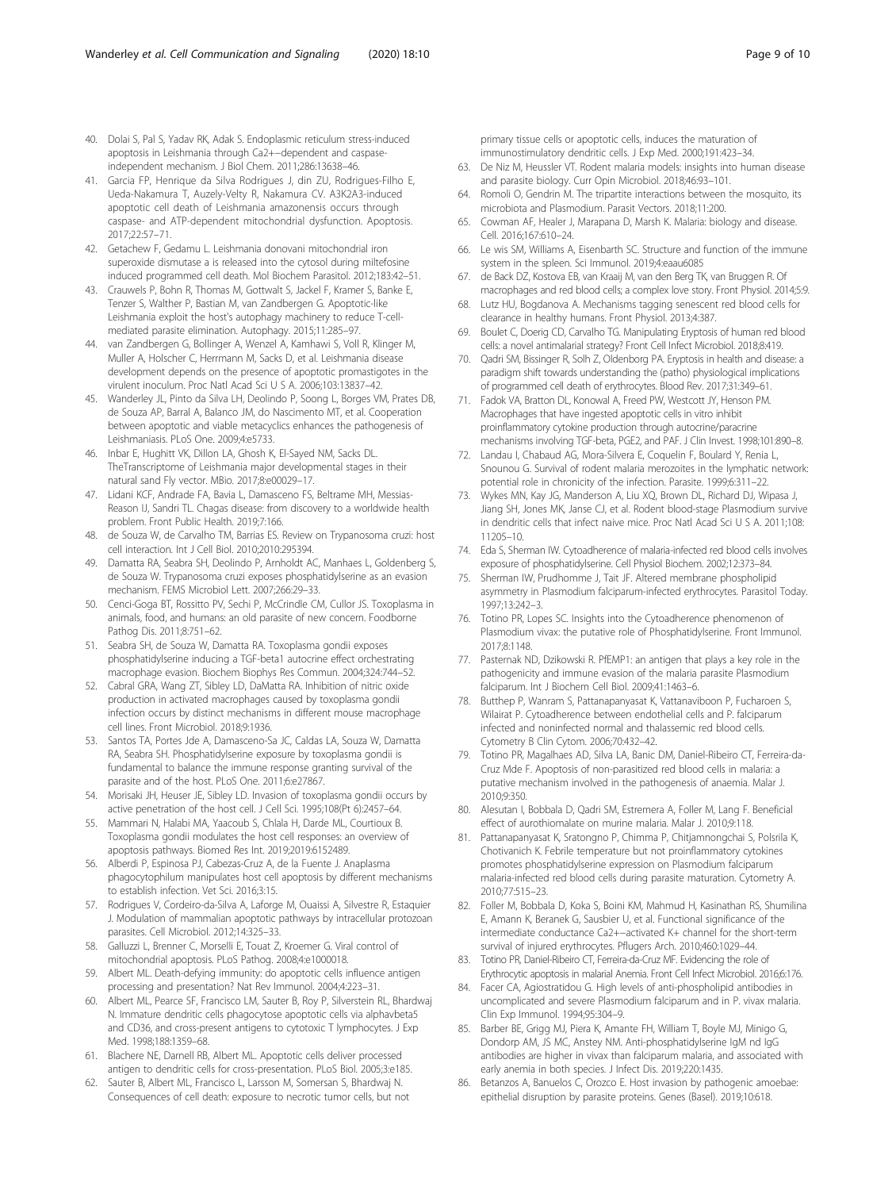40. Dolai S, Pal S, Yadav RK, Adak S. Endoplasmic reticulum stress-induced apoptosis in Leishmania through Ca2+−dependent and caspase-independent mechanism. J Biol Chem. 2011;286:13638–46.
41. Garcia FP, Henrique da Silva Rodrigues J, din ZU, Rodrigues-Filho E, Ueda-Nakamura T, Auzely-Velty R, Nakamura CV. A3K2A3-induced apoptotic cell death of Leishmania amazonensis occurs through caspase- and ATP-dependent mitochondrial dysfunction. Apoptosis. 2017;22:57–71.
42. Getachew F, Gedamu L. Leishmania donovani mitochondrial iron superoxide dismutase a is released into the cytosol during miltefosine induced programmed cell death. Mol Biochem Parasitol. 2012;183:42–51.
43. Crauwels P, Bohn R, Thomas M, Gottwalt S, Jackel F, Kramer S, Banke E, Tenzer S, Walther P, Bastian M, van Zandbergen G. Apoptotic-like Leishmania exploit the host's autophagy machinery to reduce T-cell-mediated parasite elimination. Autophagy. 2015;11:285–97.
44. van Zandbergen G, Bollinger A, Wenzel A, Kamhawi S, Voll R, Klinger M, Muller A, Holscher C, Herrmann M, Sacks D, et al. Leishmania disease development depends on the presence of apoptotic promastigotes in the virulent inoculum. Proc Natl Acad Sci U S A. 2006;103:13837–42.
45. Wanderley JL, Pinto da Silva LH, Deolindo P, Soong L, Borges VM, Prates DB, de Souza AP, Barral A, Balanco JM, do Nascimento MT, et al. Cooperation between apoptotic and viable metacyclics enhances the pathogenesis of Leishmaniasis. PLoS One. 2009;4:e5733.
46. Inbar E, Hughitt VK, Dillon LA, Ghosh K, El-Sayed NM, Sacks DL. TheTranscriptome of Leishmania major developmental stages in their natural sand Fly vector. MBio. 2017;8:e00029–17.
47. Lidani KCF, Andrade FA, Bavia L, Damasceno FS, Beltrame MH, Messias-Reason IJ, Sandri TL. Chagas disease: from discovery to a worldwide health problem. Front Public Health. 2019;7:166.
48. de Souza W, de Carvalho TM, Barrias ES. Review on Trypanosoma cruzi: host cell interaction. Int J Cell Biol. 2010;2010:295394.
49. Damatta RA, Seabra SH, Deolindo P, Arnholdt AC, Manhaes L, Goldenberg S, de Souza W. Trypanosoma cruzi exposes phosphatidylserine as an evasion mechanism. FEMS Microbiol Lett. 2007;266:29–33.
50. Cenci-Goga BT, Rossitto PV, Sechi P, McCrindle CM, Cullor JS. Toxoplasma in animals, food, and humans: an old parasite of new concern. Foodborne Pathog Dis. 2011;8:751–62.
51. Seabra SH, de Souza W, Damatta RA. Toxoplasma gondii exposes phosphatidylserine inducing a TGF-beta1 autocrine effect orchestrating macrophage evasion. Biochem Biophys Res Commun. 2004;324:744–52.
52. Cabral GRA, Wang ZT, Sibley LD, DaMatta RA. Inhibition of nitric oxide production in activated macrophages caused by toxoplasma gondii infection occurs by distinct mechanisms in different mouse macrophage cell lines. Front Microbiol. 2018;9:1936.
53. Santos TA, Portes Jde A, Damasceno-Sa JC, Caldas LA, Souza W, Damatta RA, Seabra SH. Phosphatidylserine exposure by toxoplasma gondii is fundamental to balance the immune response granting survival of the parasite and of the host. PLoS One. 2011;6:e27867.
54. Morisaki JH, Heuser JE, Sibley LD. Invasion of toxoplasma gondii occurs by active penetration of the host cell. J Cell Sci. 1995;108(Pt 6):2457–64.
55. Mammari N, Halabi MA, Yaacoub S, Chlala H, Darde ML, Courtioux B. Toxoplasma gondii modulates the host cell responses: an overview of apoptosis pathways. Biomed Res Int. 2019;2019:6152489.
56. Alberdi P, Espinosa PJ, Cabezas-Cruz A, de la Fuente J. Anaplasma phagocytophilum manipulates host cell apoptosis by different mechanisms to establish infection. Vet Sci. 2016;3:15.
57. Rodrigues V, Cordeiro-da-Silva A, Laforge M, Ouaissi A, Silvestre R, Estaquier J. Modulation of mammalian apoptotic pathways by intracellular protozoan parasites. Cell Microbiol. 2012;14:325–33.
58. Galluzzi L, Brenner C, Morselli E, Touat Z, Kroemer G. Viral control of mitochondrial apoptosis. PLoS Pathog. 2008;4:e1000018.
59. Albert ML. Death-defying immunity: do apoptotic cells influence antigen processing and presentation? Nat Rev Immunol. 2004;4:223–31.
60. Albert ML, Pearce SF, Francisco LM, Sauter B, Roy P, Silverstein RL, Bhardwaj N. Immature dendritic cells phagocytose apoptotic cells via alphavbeta5 and CD36, and cross-present antigens to cytotoxic T lymphocytes. J Exp Med. 1998;188:1359–68.
61. Blachere NE, Darnell RB, Albert ML. Apoptotic cells deliver processed antigen to dendritic cells for cross-presentation. PLoS Biol. 2005;3:e185.
62. Sauter B, Albert ML, Francisco L, Larsson M, Somersan S, Bhardwaj N. Consequences of cell death: exposure to necrotic tumor cells, but not primary tissue cells or apoptotic cells, induces the maturation of immunostimulatory dendritic cells. J Exp Med. 2000;191:423–34.
63. De Niz M, Heussler VT. Rodent malaria models: insights into human disease and parasite biology. Curr Opin Microbiol. 2018;46:93–101.
64. Romoli O, Gendrin M. The tripartite interactions between the mosquito, its microbiota and Plasmodium. Parasit Vectors. 2018;11:200.
65. Cowman AF, Healer J, Marapana D, Marsh K. Malaria: biology and disease. Cell. 2016;167:610–24.
66. Le wis SM, Williams A, Eisenbarth SC. Structure and function of the immune system in the spleen. Sci Immunol. 2019;4:eaau6085
67. de Back DZ, Kostova EB, van Kraaij M, van den Berg TK, van Bruggen R. Of macrophages and red blood cells; a complex love story. Front Physiol. 2014;5:9.
68. Lutz HU, Bogdanova A. Mechanisms tagging senescent red blood cells for clearance in healthy humans. Front Physiol. 2013;4:387.
69. Boulet C, Doerig CD, Carvalho TG. Manipulating Eryptosis of human red blood cells: a novel antimalarial strategy? Front Cell Infect Microbiol. 2018;8:419.
70. Qadri SM, Bissinger R, Solh Z, Oldenborg PA. Eryptosis in health and disease: a paradigm shift towards understanding the (patho) physiological implications of programmed cell death of erythrocytes. Blood Rev. 2017;31:349–61.
71. Fadok VA, Bratton DL, Konowal A, Freed PW, Westcott JY, Henson PM. Macrophages that have ingested apoptotic cells in vitro inhibit proinflammatory cytokine production through autocrine/paracrine mechanisms involving TGF-beta, PGE2, and PAF. J Clin Invest. 1998;101:890–8.
72. Landau I, Chabaud AG, Mora-Silvera E, Coquelin F, Boulard Y, Renia L, Snounou G. Survival of rodent malaria merozoites in the lymphatic network: potential role in chronicity of the infection. Parasite. 1999;6:311–22.
73. Wykes MN, Kay JG, Manderson A, Liu XQ, Brown DL, Richard DJ, Wipasa J, Jiang SH, Jones MK, Janse CJ, et al. Rodent blood-stage Plasmodium survive in dendritic cells that infect naive mice. Proc Natl Acad Sci U S A. 2011;108:11205–10.
74. Eda S, Sherman IW. Cytoadherence of malaria-infected red blood cells involves exposure of phosphatidylserine. Cell Physiol Biochem. 2002;12:373–84.
75. Sherman IW, Prudhomme J, Tait JF. Altered membrane phospholipid asymmetry in Plasmodium falciparum-infected erythrocytes. Parasitol Today. 1997;13:242–3.
76. Totino PR, Lopes SC. Insights into the Cytoadherence phenomenon of Plasmodium vivax: the putative role of Phosphatidylserine. Front Immunol. 2017;8:1148.
77. Pasternak ND, Dzikowski R. PfEMP1: an antigen that plays a key role in the pathogenicity and immune evasion of the malaria parasite Plasmodium falciparum. Int J Biochem Cell Biol. 2009;41:1463–6.
78. Butthep P, Wanram S, Pattanapanyasat K, Vattanaviboon P, Fucharoen S, Wilairat P. Cytoadherence between endothelial cells and P. falciparum infected and noninfected normal and thalassemic red blood cells. Cytometry B Clin Cytom. 2006;70:432–42.
79. Totino PR, Magalhaes AD, Silva LA, Banic DM, Daniel-Ribeiro CT, Ferreira-da-Cruz Mde F. Apoptosis of non-parasitized red blood cells in malaria: a putative mechanism involved in the pathogenesis of anaemia. Malar J. 2010;9:350.
80. Alesutan I, Bobbala D, Qadri SM, Estremera A, Foller M, Lang F. Beneficial effect of aurothiomalate on murine malaria. Malar J. 2010;9:118.
81. Pattanapanyasat K, Sratongno P, Chimma P, Chitjamnongchai S, Polsrila K, Chotivanich K. Febrile temperature but not proinflammatory cytokines promotes phosphatidylserine expression on Plasmodium falciparum malaria-infected red blood cells during parasite maturation. Cytometry A. 2010;77:515–23.
82. Foller M, Bobbala D, Koka S, Boini KM, Mahmud H, Kasinathan RS, Shumilina E, Amann K, Beranek G, Sausbier U, et al. Functional significance of the intermediate conductance Ca2+−activated K+ channel for the short-term survival of injured erythrocytes. Pflugers Arch. 2010;460:1029–44.
83. Totino PR, Daniel-Ribeiro CT, Ferreira-da-Cruz MF. Evidencing the role of Erythrocytic apoptosis in malarial Anemia. Front Cell Infect Microbiol. 2016;6:176.
84. Facer CA, Agiostratidou G. High levels of anti-phospholipid antibodies in uncomplicated and severe Plasmodium falciparum and in P. vivax malaria. Clin Exp Immunol. 1994;95:304–9.
85. Barber BE, Grigg MJ, Piera K, Amante FH, William T, Boyle MJ, Minigo G, Dondorp AM, JS MC, Anstey NM. Anti-phosphatidylserine IgM nd IgG antibodies are higher in vivax than falciparum malaria, and associated with early anemia in both species. J Infect Dis. 2019;220:1435.
86. Betanzos A, Banuelos C, Orozco E. Host invasion by pathogenic amoebae: epithelial disruption by parasite proteins. Genes (Basel). 2019;10:618.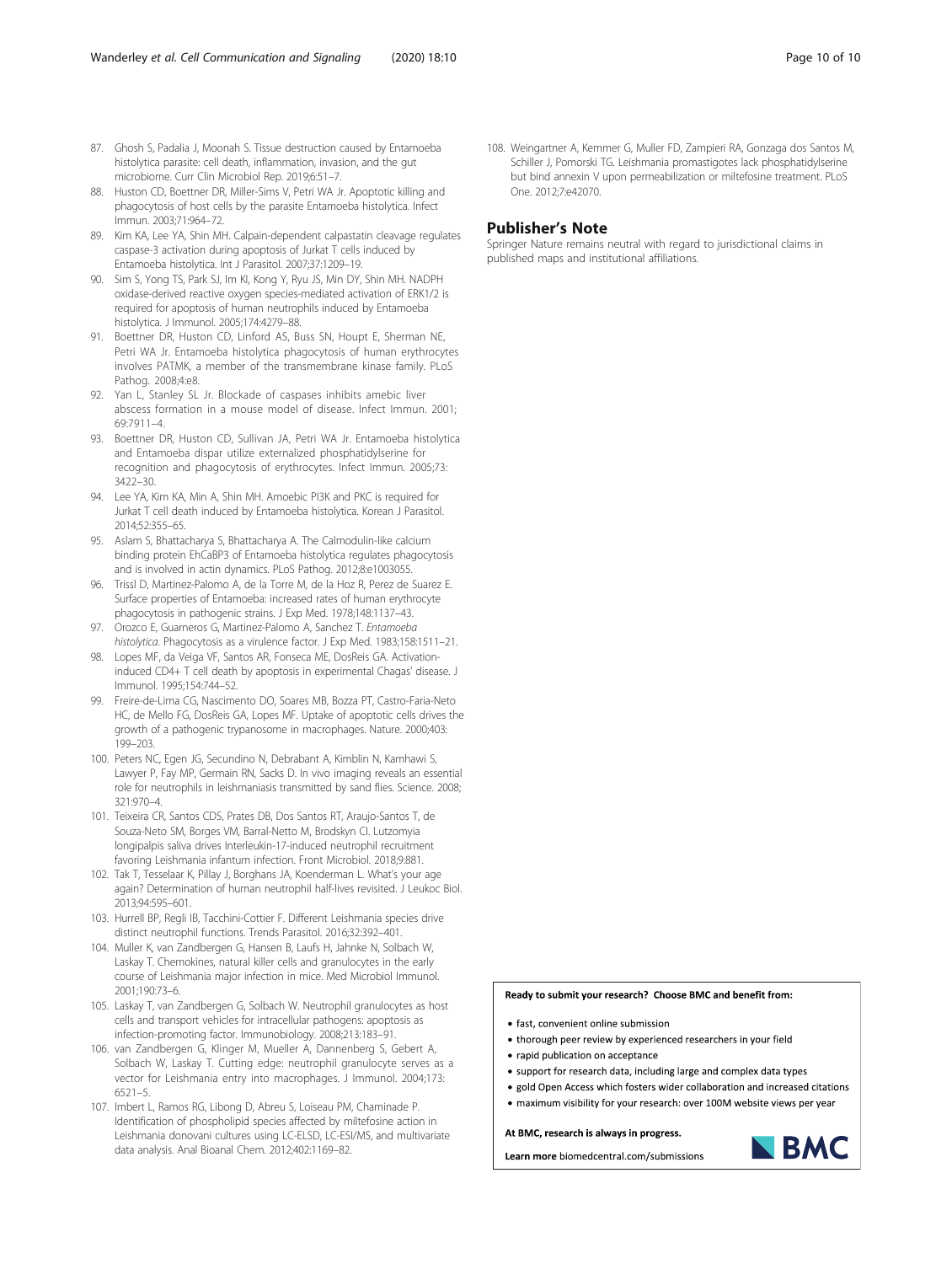87. Ghosh S, Padalia J, Moonah S. Tissue destruction caused by Entamoeba histolytica parasite: cell death, inflammation, invasion, and the gut microbiome. Curr Clin Microbiol Rep. 2019;6:51–7.
88. Huston CD, Boettner DR, Miller-Sims V, Petri WA Jr. Apoptotic killing and phagocytosis of host cells by the parasite Entamoeba histolytica. Infect Immun. 2003;71:964–72.
89. Kim KA, Lee YA, Shin MH. Calpain-dependent calpastatin cleavage regulates caspase-3 activation during apoptosis of Jurkat T cells induced by Entamoeba histolytica. Int J Parasitol. 2007;37:1209–19.
90. Sim S, Yong TS, Park SJ, Im KI, Kong Y, Ryu JS, Min DY, Shin MH. NADPH oxidase-derived reactive oxygen species-mediated activation of ERK1/2 is required for apoptosis of human neutrophils induced by Entamoeba histolytica. J Immunol. 2005;174:4279–88.
91. Boettner DR, Huston CD, Linford AS, Buss SN, Houpt E, Sherman NE, Petri WA Jr. Entamoeba histolytica phagocytosis of human erythrocytes involves PATMK, a member of the transmembrane kinase family. PLoS Pathog. 2008;4:e8.
92. Yan L, Stanley SL Jr. Blockade of caspases inhibits amebic liver abscess formation in a mouse model of disease. Infect Immun. 2001; 69:7911–4.
93. Boettner DR, Huston CD, Sullivan JA, Petri WA Jr. Entamoeba histolytica and Entamoeba dispar utilize externalized phosphatidylserine for recognition and phagocytosis of erythrocytes. Infect Immun. 2005;73: 3422–30.
94. Lee YA, Kim KA, Min A, Shin MH. Amoebic PI3K and PKC is required for Jurkat T cell death induced by Entamoeba histolytica. Korean J Parasitol. 2014;52:355–65.
95. Aslam S, Bhattacharya S, Bhattacharya A. The Calmodulin-like calcium binding protein EhCaBP3 of Entamoeba histolytica regulates phagocytosis and is involved in actin dynamics. PLoS Pathog. 2012;8:e1003055.
96. Trissl D, Martinez-Palomo A, de la Torre M, de la Hoz R, Perez de Suarez E. Surface properties of Entamoeba: increased rates of human erythrocyte phagocytosis in pathogenic strains. J Exp Med. 1978;148:1137–43.
97. Orozco E, Guarneros G, Martinez-Palomo A, Sanchez T. *Entamoeba histolytica*. Phagocytosis as a virulence factor. J Exp Med. 1983;158:1511–21.
98. Lopes MF, da Veiga VF, Santos AR, Fonseca ME, DosReis GA. Activation-induced CD4+ T cell death by apoptosis in experimental Chagas' disease. J Immunol. 1995;154:744–52.
99. Freire-de-Lima CG, Nascimento DO, Soares MB, Bozza PT, Castro-Faria-Neto HC, de Mello FG, DosReis GA, Lopes MF. Uptake of apoptotic cells drives the growth of a pathogenic trypanosome in macrophages. Nature. 2000;403: 199–203.
100. Peters NC, Egen JG, Secundino N, Debrabant A, Kimblin N, Kamhawi S, Lawyer P, Fay MP, Germain RN, Sacks D. In vivo imaging reveals an essential role for neutrophils in leishmaniasis transmitted by sand flies. Science. 2008; 321:970–4.
101. Teixeira CR, Santos CDS, Prates DB, Dos Santos RT, Araujo-Santos T, de Souza-Neto SM, Borges VM, Barral-Netto M, Brodskyn CI. Lutzomyia longipalpis saliva drives Interleukin-17-induced neutrophil recruitment favoring Leishmania infantum infection. Front Microbiol. 2018;9:881.
102. Tak T, Tesselaar K, Pillay J, Borghans JA, Koenderman L. What's your age again? Determination of human neutrophil half-lives revisited. J Leukoc Biol. 2013;94:595–601.
103. Hurrell BP, Regli IB, Tacchini-Cottier F. Different Leishmania species drive distinct neutrophil functions. Trends Parasitol. 2016;32:392–401.
104. Muller K, van Zandbergen G, Hansen B, Laufs H, Jahnke N, Solbach W, Laskay T. Chemokines, natural killer cells and granulocytes in the early course of Leishmania major infection in mice. Med Microbiol Immunol. 2001;190:73–6.
105. Laskay T, van Zandbergen G, Solbach W. Neutrophil granulocytes as host cells and transport vehicles for intracellular pathogens: apoptosis as infection-promoting factor. Immunobiology. 2008;213:183–91.
106. van Zandbergen G, Klinger M, Mueller A, Dannenberg S, Gebert A, Solbach W, Laskay T. Cutting edge: neutrophil granulocyte serves as a vector for Leishmania entry into macrophages. J Immunol. 2004;173: 6521–5.
107. Imbert L, Ramos RG, Libong D, Abreu S, Loiseau PM, Chaminade P. Identification of phospholipid species affected by miltefosine action in Leishmania donovani cultures using LC-ELSD, LC-ESI/MS, and multivariate data analysis. Anal Bioanal Chem. 2012;402:1169–82.
108. Weingartner A, Kemmer G, Muller FD, Zampieri RA, Gonzaga dos Santos M, Schiller J, Pomorski TG. Leishmania promastigotes lack phosphatidylserine but bind annexin V upon permeabilization or miltefosine treatment. PLoS One. 2012;7:e42070.

## Publisher's Note

Springer Nature remains neutral with regard to jurisdictional claims in published maps and institutional affiliations.

**Ready to submit your research? Choose BMC and benefit from:**

- fast, convenient online submission
- thorough peer review by experienced researchers in your field
- rapid publication on acceptance
- support for research data, including large and complex data types
- gold Open Access which fosters wider collaboration and increased citations
- maximum visibility for your research: over 100M website views per year

**At BMC, research is always in progress.**

**Learn more** biomedcentral.com/submissions

BMC